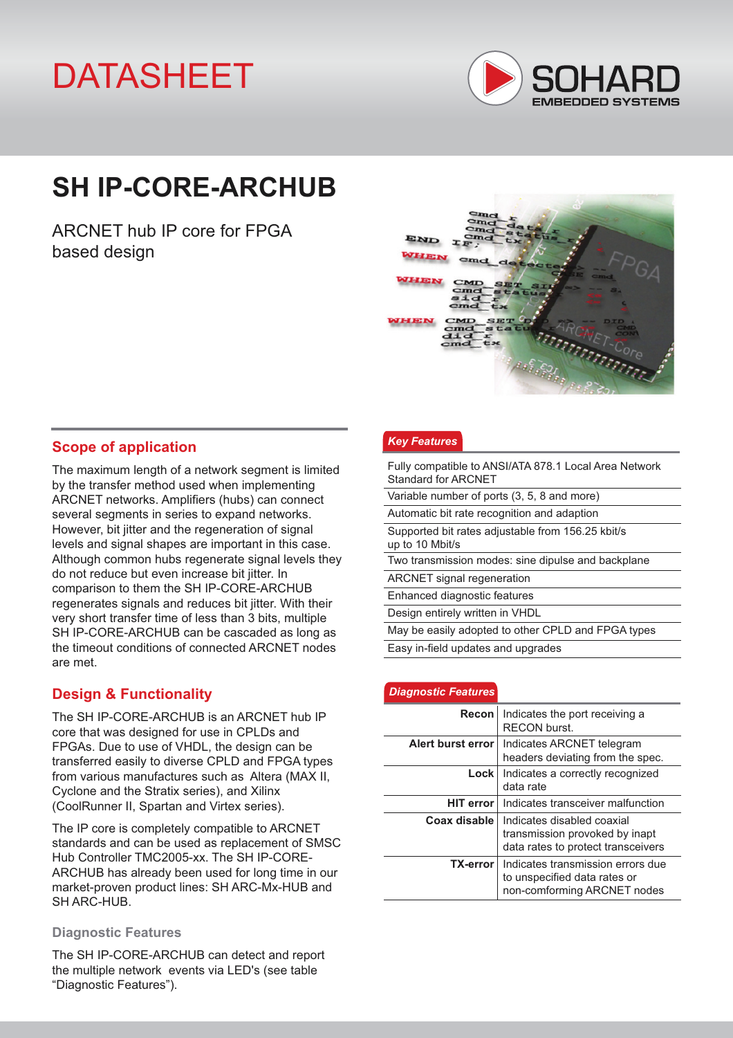# DATASHEET

SOHARD EMBEDDED SYSTEMS

# SH IP-CORE-ARCHUB

ARCNET hub IP core for FPGA based design

## Scope of application

The maximum length of a network segment is limited by the transfer method used when implementing ARCNET networks. Amplifiers (hubs) can connect several segments in series to expand networks. However, bit jitter and the regeneration of signal levels and signal shapes are important in this case. Although common hubs regenerate signal levels they do not reduce but even increase bit jitter. In comparison to them the SH IP-CORE-ARCHUB regenerates signals and reduces bit jitter. With their very short transfer time of less than 3 bits, multiple SH IP-CORE-ARCHUB can be cascaded as long as the timeout conditions of connected ARCNET nodes are met.

## Design & Functionality

The SH IP-CORE-ARCHUB is an ARCNET hub IP core that was designed for use in CPLDs and FPGAs. Due to use of VHDL, the design can be transferred easily to diverse CPLD and FPGA types from various manufactures such as Altera (MAX II, Cyclone and the Stratix series), and Xilinx (CoolRunner II, Spartan and Virtex series).

The IP core is completely compatible to ARCNET standards and can be used as replacement of SMSC Hub Controller TMC2005-xx. The SH IP-CORE-ARCHUB has already been used for long time in our market-proven product lines: SH ARC-Mx-HUB and SH ARC-HUB.

### Diagnostic Features

The SH IP-CORE-ARCHUB can detect and report the multiple network events via LED's (see table "Diagnostic Features").

### *Key Features*

| |
|---|
| Fully compatible to ANSI/ATA 878.1 Local Area Network Standard for ARCNET |
| Variable number of ports (3, 5, 8 and more) |
| Automatic bit rate recognition and adaption |
| Supported bit rates adjustable from 156.25 kbit/s up to 10 Mbit/s |
| Two transmission modes: sine dipulse and backplane |
| ARCNET signal regeneration |
| Enhanced diagnostic features |
| Design entirely written in VHDL |
| May be easily adopted to other CPLD and FPGA types |
| Easy in-field updates and upgrades |

### *Diagnostic Features*

| | |
|---|---|
| **Recon** | Indicates the port receiving a RECON burst. |
| **Alert burst error** | Indicates ARCNET telegram headers deviating from the spec. |
| **Lock** | Indicates a correctly recognized data rate |
| **HIT error** | Indicates transceiver malfunction |
| **Coax disable** | Indicates disabled coaxial transmission provoked by inapt data rates to protect transceivers |
| **TX-error** | Indicates transmission errors due to unspecified data rates or non-comforming ARCNET nodes |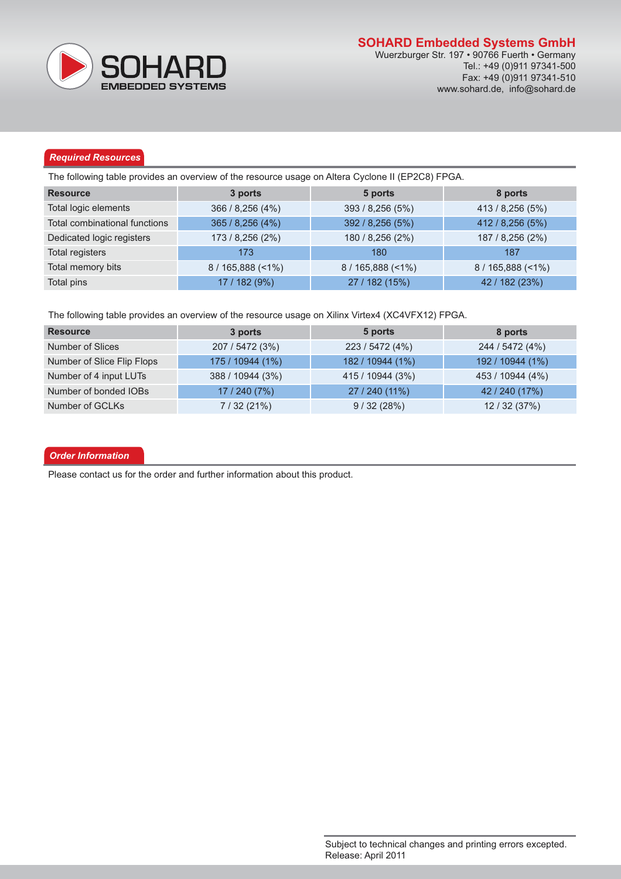## *Required Resources*

The following table provides an overview of the resource usage on Altera Cyclone II (EP2C8) FPGA.

| Resource | 3 ports | 5 ports | 8 ports |
|---|---|---|---|
| Total logic elements | 366 / 8,256 (4%) | 393 / 8,256 (5%) | 413 / 8,256 (5%) |
| Total combinational functions | 365 / 8,256 (4%) | 392 / 8,256 (5%) | 412 / 8,256 (5%) |
| Dedicated logic registers | 173 / 8,256 (2%) | 180 / 8,256 (2%) | 187 / 8,256 (2%) |
| Total registers | 173 | 180 | 187 |
| Total memory bits | 8 / 165,888 (<1%) | 8 / 165,888 (<1%) | 8 / 165,888 (<1%) |
| Total pins | 17 / 182 (9%) | 27 / 182 (15%) | 42 / 182 (23%) |

The following table provides an overview of the resource usage on Xilinx Virtex4 (XC4VFX12) FPGA.

| Resource | 3 ports | 5 ports | 8 ports |
|---|---|---|---|
| Number of Slices | 207 / 5472 (3%) | 223 / 5472 (4%) | 244 / 5472 (4%) |
| Number of Slice Flip Flops | 175 / 10944 (1%) | 182 / 10944 (1%) | 192 / 10944 (1%) |
| Number of 4 input LUTs | 388 / 10944 (3%) | 415 / 10944 (3%) | 453 / 10944 (4%) |
| Number of bonded IOBs | 17 / 240 (7%) | 27 / 240 (11%) | 42 / 240 (17%) |
| Number of GCLKs | 7 / 32 (21%) | 9 / 32 (28%) | 12 / 32 (37%) |

## *Order Information*

Please contact us for the order and further information about this product.

Subject to technical changes and printing errors excepted.
Release: April 2011